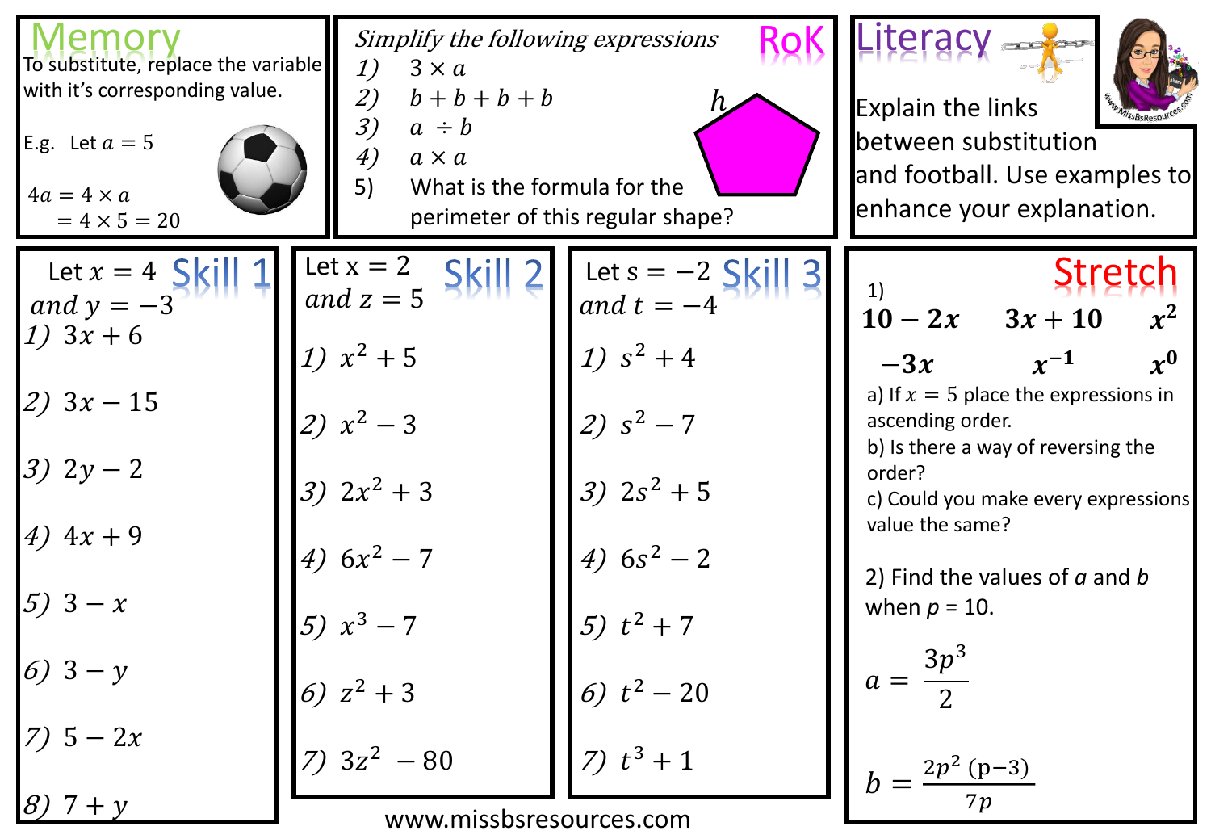## Memory

To substitute, replace the variable with it's corresponding value.

E.g. Let $a = 5$

$4a = 4 \times a$
$= 4 \times 5 = 20$

## RoK

*Simplify the following expressions*

1) $3 \times a$
2) $b + b + b + b$
3) $a \div b$
4) $a \times a$
5) What is the formula for the perimeter of this regular shape?

$h$

## Literacy

Explain the links between substitution and football. Use examples to enhance your explanation.

## Skill 1

Let $x = 4$ and $y = -3$

1) $3x + 6$
2) $3x - 15$
3) $2y - 2$
4) $4x + 9$
5) $3 - x$
6) $3 - y$
7) $5 - 2x$
8) $7 + y$

## Skill 2

Let $x = 2$ and $z = 5$

1) $x^2 + 5$
2) $x^2 - 3$
3) $2x^2 + 3$
4) $6x^2 - 7$
5) $x^3 - 7$
6) $z^2 + 3$
7) $3z^2 - 80$

## Skill 3

Let $s = -2$ and $t = -4$

1) $s^2 + 4$
2) $s^2 - 7$
3) $2s^2 + 5$
4) $6s^2 - 2$
5) $t^2 + 7$
6) $t^2 - 20$
7) $t^3 + 1$

## Stretch

1)

$\mathbf{10 - 2x}$ $\quad$ $\mathbf{3x + 10}$ $\quad$ $\mathbf{x^2}$

$\mathbf{-3x}$ $\quad$ $\mathbf{x^{-1}}$ $\quad$ $\mathbf{x^0}$

a) If $x = 5$ place the expressions in ascending order.

b) Is there a way of reversing the order?

c) Could you make every expressions value the same?

2) Find the values of $a$ and $b$ when $p = 10$.

$$a = \frac{3p^3}{2}$$

$$b = \frac{2p^2\,(p-3)}{7p}$$

www.missbsresources.com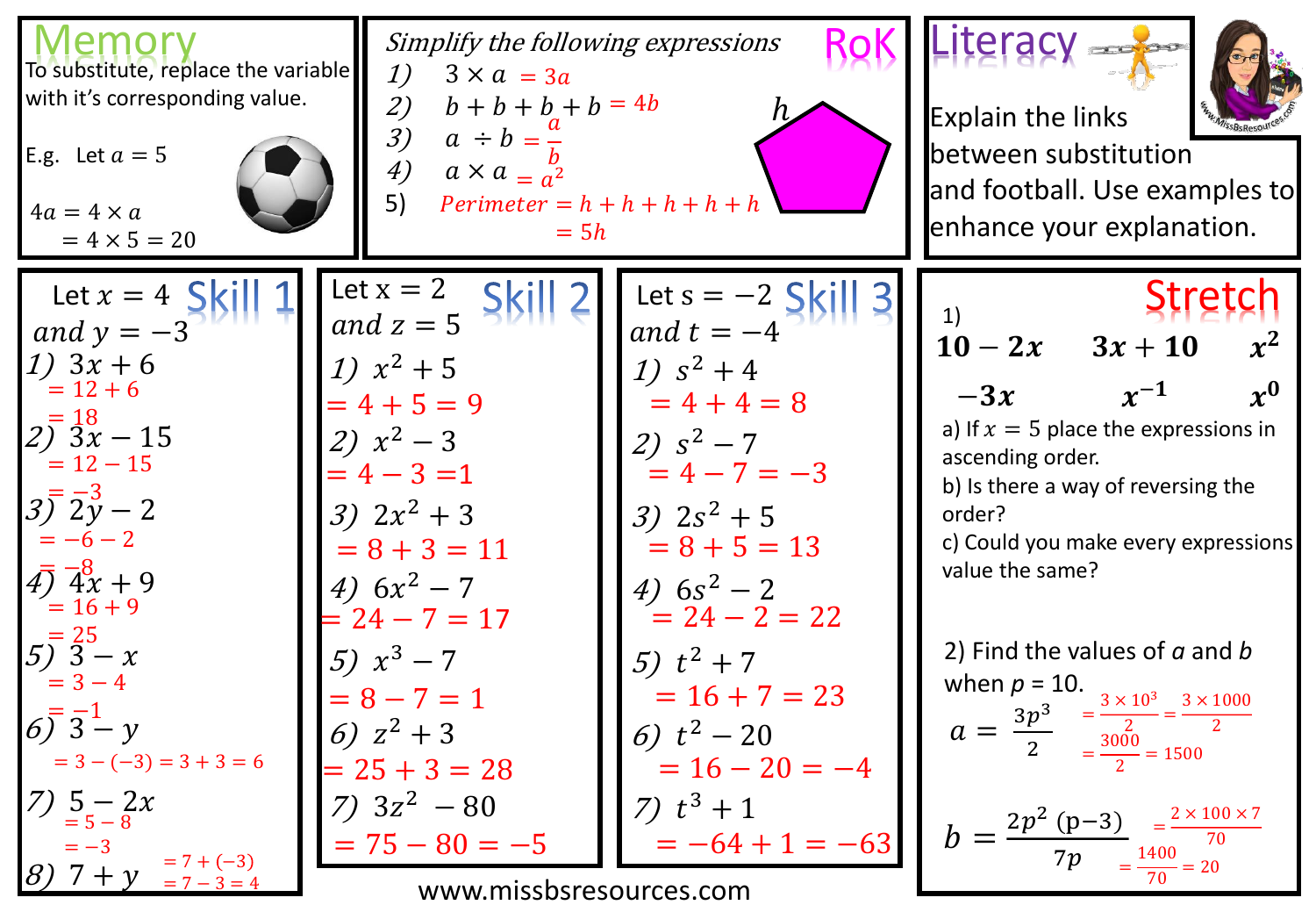## Memory

To substitute, replace the variable with it's corresponding value.

E.g. Let $a = 5$

$4a = 4 \times a$
$= 4 \times 5 = 20$

## RoK

*Simplify the following expressions*

1) $3 \times a$ $= 3a$
2) $b + b + b + b$ $= 4b$
3) $a \div b$ $= \frac{a}{b}$
4) $a \times a$ $= a^2$
5) $Perimeter = h + h + h + h + h$ $= 5h$

$h$

## Literacy

Explain the links between substitution and football. Use examples to enhance your explanation.

## Skill 1

Let $x = 4$ and $y = -3$

1) $3x + 6$
$= 12 + 6$
$= 18$
2) $3x - 15$
$= 12 - 15$
$= -3$
3) $2y - 2$
$= -6 - 2$
$= -8$
4) $4x + 9$
$= 16 + 9$
$= 25$
5) $3 - x$
$= 3 - 4$
$= -1$
6) $3 - y$
$= 3 - (-3) = 3 + 3 = 6$
7) $5 - 2x$
$= 5 - 8$
$= -3$
8) $7 + y$
$= 7 + (-3)$
$= 7 - 3 = 4$

## Skill 2

Let $x = 2$ and $z = 5$

1) $x^2 + 5$
$= 4 + 5 = 9$
2) $x^2 - 3$
$= 4 - 3 = 1$
3) $2x^2 + 3$
$= 8 + 3 = 11$
4) $6x^2 - 7$
$= 24 - 7 = 17$
5) $x^3 - 7$
$= 8 - 7 = 1$
6) $z^2 + 3$
$= 25 + 3 = 28$
7) $3z^2 - 80$
$= 75 - 80 = -5$

## Skill 3

Let $s = -2$ and $t = -4$

1) $s^2 + 4$
$= 4 + 4 = 8$
2) $s^2 - 7$
$= 4 - 7 = -3$
3) $2s^2 + 5$
$= 8 + 5 = 13$
4) $6s^2 - 2$
$= 24 - 2 = 22$
5) $t^2 + 7$
$= 16 + 7 = 23$
6) $t^2 - 20$
$= 16 - 20 = -4$
7) $t^3 + 1$
$= -64 + 1 = -63$

## Stretch

1)

$10 - 2x$ $\quad 3x + 10$ $\quad x^2$

$-3x$ $\quad x^{-1}$ $\quad x^0$

a) If $x = 5$ place the expressions in ascending order.

b) Is there a way of reversing the order?

c) Could you make every expressions value the same?

2) Find the values of *a* and *b* when *p* = 10.

$$a = \frac{3p^3}{2} = \frac{3 \times 10^3}{2} = \frac{3 \times 1000}{2} = \frac{3000}{2} = 1500$$

$$b = \frac{2p^2\,(p-3)}{7p} = \frac{2 \times 100 \times 7}{70} = \frac{1400}{70} = 20$$

www.missbsresources.com